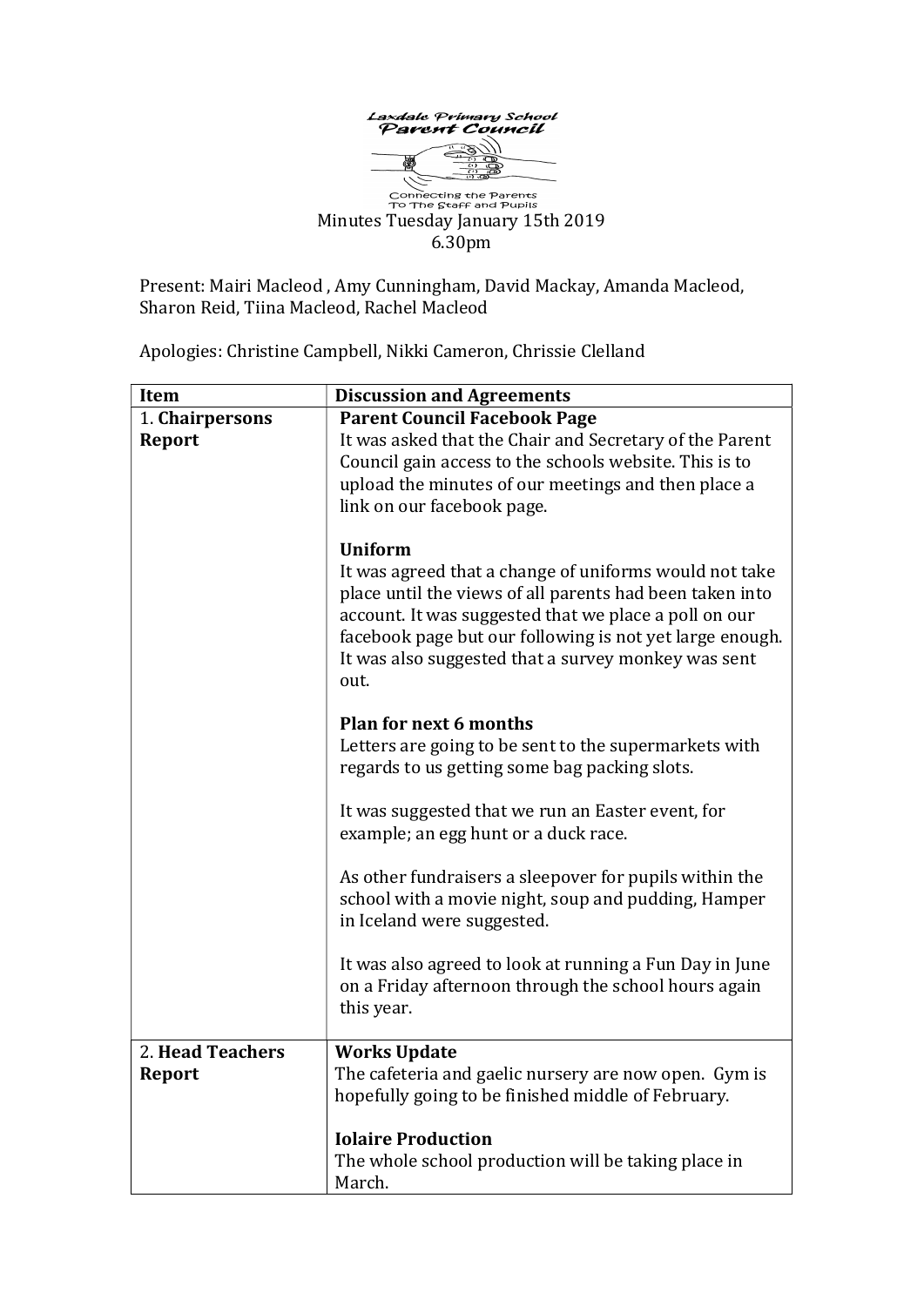Laxdale Primary School
Parent Council

Connecting the Parents
To The Staff and Pupils

Minutes Tuesday January 15th 2019
6.30pm

Present: Mairi Macleod , Amy Cunningham, David Mackay, Amanda Macleod, Sharon Reid, Tiina Macleod, Rachel Macleod

Apologies: Christine Campbell, Nikki Cameron, Chrissie Clelland

| Item | Discussion and Agreements |
| --- | --- |
| 1. **Chairpersons Report** | **Parent Council Facebook Page**<br>It was asked that the Chair and Secretary of the Parent Council gain access to the schools website. This is to upload the minutes of our meetings and then place a link on our facebook page.<br><br>**Uniform**<br>It was agreed that a change of uniforms would not take place until the views of all parents had been taken into account. It was suggested that we place a poll on our facebook page but our following is not yet large enough. It was also suggested that a survey monkey was sent out.<br><br>**Plan for next 6 months**<br>Letters are going to be sent to the supermarkets with regards to us getting some bag packing slots.<br><br>It was suggested that we run an Easter event, for example; an egg hunt or a duck race.<br><br>As other fundraisers a sleepover for pupils within the school with a movie night, soup and pudding, Hamper in Iceland were suggested.<br><br>It was also agreed to look at running a Fun Day in June on a Friday afternoon through the school hours again this year. |
| 2. **Head Teachers Report** | **Works Update**<br>The cafeteria and gaelic nursery are now open. Gym is hopefully going to be finished middle of February.<br><br>**Iolaire Production**<br>The whole school production will be taking place in March. |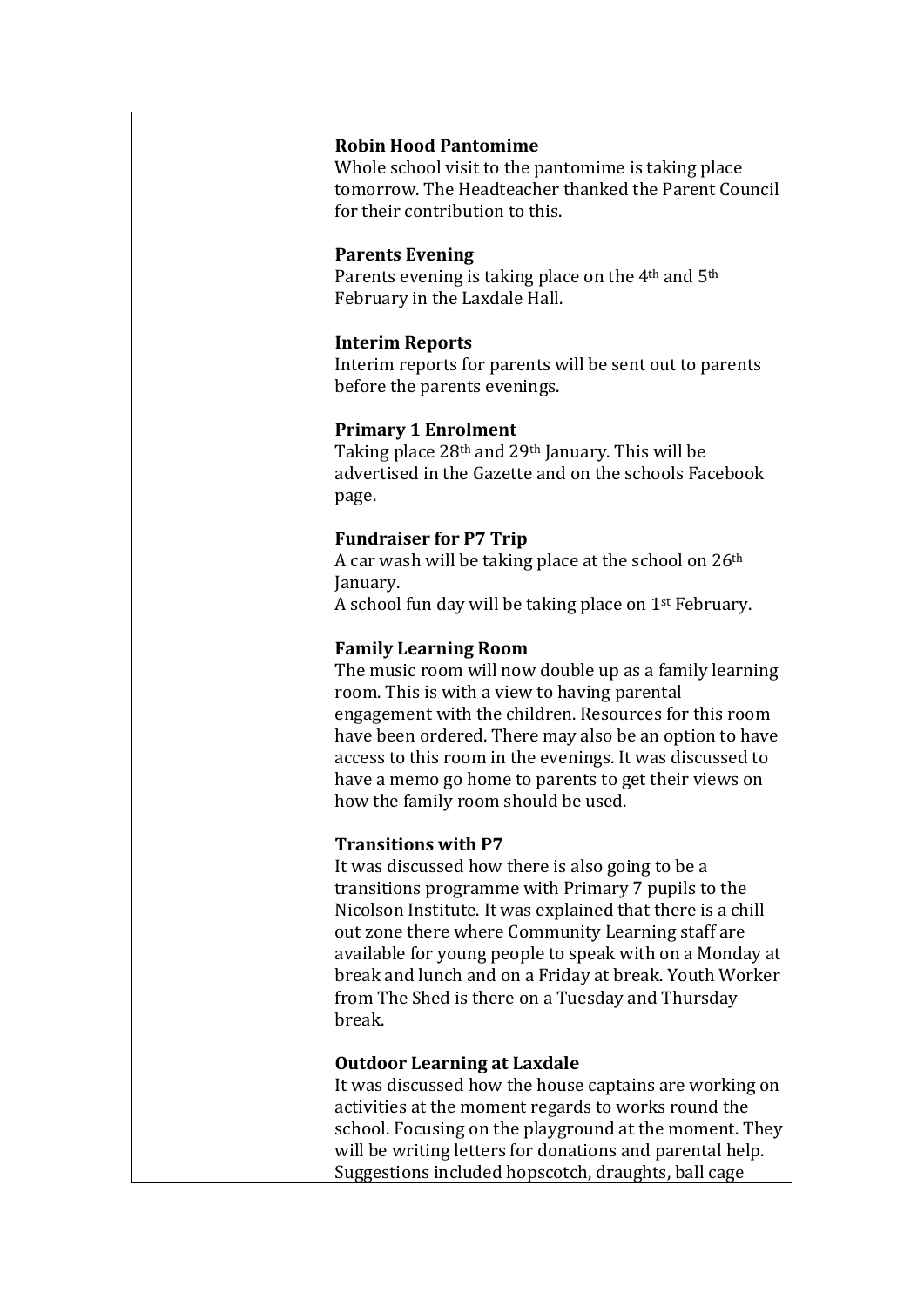**Robin Hood Pantomime**
Whole school visit to the pantomime is taking place tomorrow. The Headteacher thanked the Parent Council for their contribution to this.

**Parents Evening**
Parents evening is taking place on the 4th and 5th February in the Laxdale Hall.

**Interim Reports**
Interim reports for parents will be sent out to parents before the parents evenings.

**Primary 1 Enrolment**
Taking place 28th and 29th January. This will be advertised in the Gazette and on the schools Facebook page.

**Fundraiser for P7 Trip**
A car wash will be taking place at the school on 26th January.
A school fun day will be taking place on 1st February.

**Family Learning Room**
The music room will now double up as a family learning room. This is with a view to having parental engagement with the children. Resources for this room have been ordered. There may also be an option to have access to this room in the evenings. It was discussed to have a memo go home to parents to get their views on how the family room should be used.

**Transitions with P7**
It was discussed how there is also going to be a transitions programme with Primary 7 pupils to the Nicolson Institute. It was explained that there is a chill out zone there where Community Learning staff are available for young people to speak with on a Monday at break and lunch and on a Friday at break. Youth Worker from The Shed is there on a Tuesday and Thursday break.

**Outdoor Learning at Laxdale**
It was discussed how the house captains are working on activities at the moment regards to works round the school. Focusing on the playground at the moment. They will be writing letters for donations and parental help. Suggestions included hopscotch, draughts, ball cage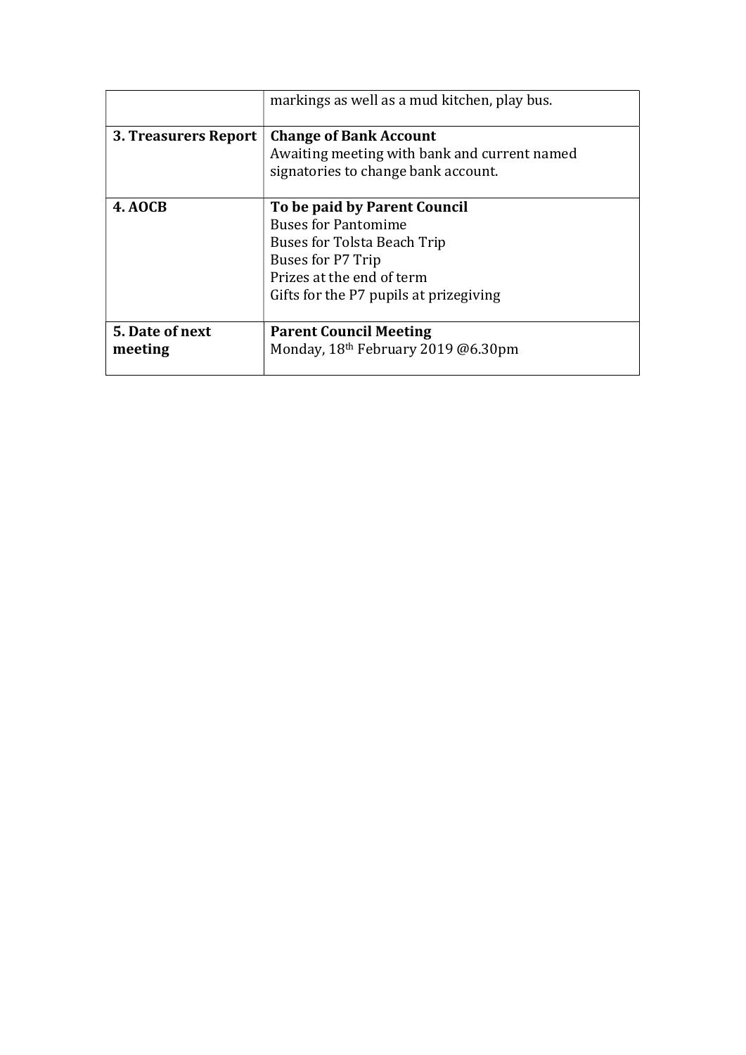| | |
|---|---|
| | markings as well as a mud kitchen, play bus. |
| **3. Treasurers Report** | **Change of Bank Account**<br>Awaiting meeting with bank and current named signatories to change bank account. |
| **4. AOCB** | **To be paid by Parent Council**<br>Buses for Pantomime<br>Buses for Tolsta Beach Trip<br>Buses for P7 Trip<br>Prizes at the end of term<br>Gifts for the P7 pupils at prizegiving |
| **5. Date of next meeting** | **Parent Council Meeting**<br>Monday, 18th February 2019 @6.30pm |